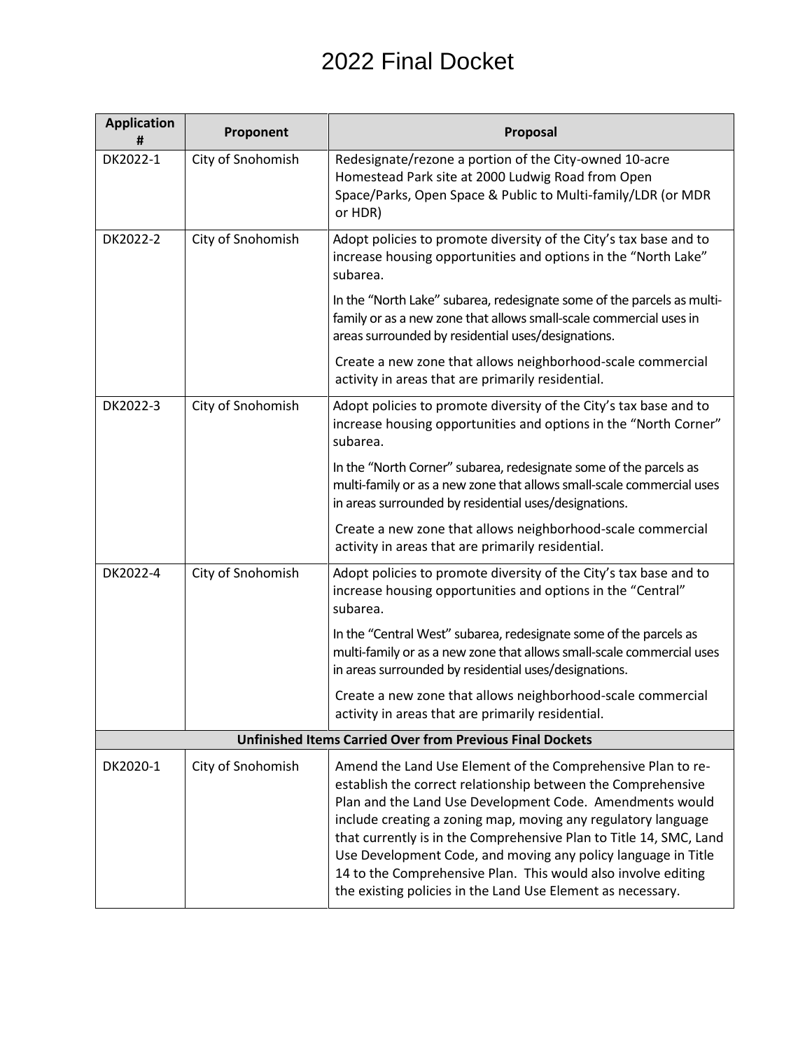# 2022 Final Docket

| Application # | Proponent | Proposal |
|---|---|---|
| DK2022-1 | City of Snohomish | Redesignate/rezone a portion of the City-owned 10-acre Homestead Park site at 2000 Ludwig Road from Open Space/Parks, Open Space & Public to Multi-family/LDR (or MDR or HDR) |
| DK2022-2 | City of Snohomish | Adopt policies to promote diversity of the City's tax base and to increase housing opportunities and options in the "North Lake" subarea.<br><br>In the "North Lake" subarea, redesignate some of the parcels as multi-family or as a new zone that allows small-scale commercial uses in areas surrounded by residential uses/designations.<br><br>Create a new zone that allows neighborhood-scale commercial activity in areas that are primarily residential. |
| DK2022-3 | City of Snohomish | Adopt policies to promote diversity of the City's tax base and to increase housing opportunities and options in the "North Corner" subarea.<br><br>In the "North Corner" subarea, redesignate some of the parcels as multi-family or as a new zone that allows small-scale commercial uses in areas surrounded by residential uses/designations.<br><br>Create a new zone that allows neighborhood-scale commercial activity in areas that are primarily residential. |
| DK2022-4 | City of Snohomish | Adopt policies to promote diversity of the City's tax base and to increase housing opportunities and options in the "Central" subarea.<br><br>In the "Central West" subarea, redesignate some of the parcels as multi-family or as a new zone that allows small-scale commercial uses in areas surrounded by residential uses/designations.<br><br>Create a new zone that allows neighborhood-scale commercial activity in areas that are primarily residential. |
| **Unfinished Items Carried Over from Previous Final Dockets** | | |
| DK2020-1 | City of Snohomish | Amend the Land Use Element of the Comprehensive Plan to re-establish the correct relationship between the Comprehensive Plan and the Land Use Development Code. Amendments would include creating a zoning map, moving any regulatory language that currently is in the Comprehensive Plan to Title 14, SMC, Land Use Development Code, and moving any policy language in Title 14 to the Comprehensive Plan. This would also involve editing the existing policies in the Land Use Element as necessary. |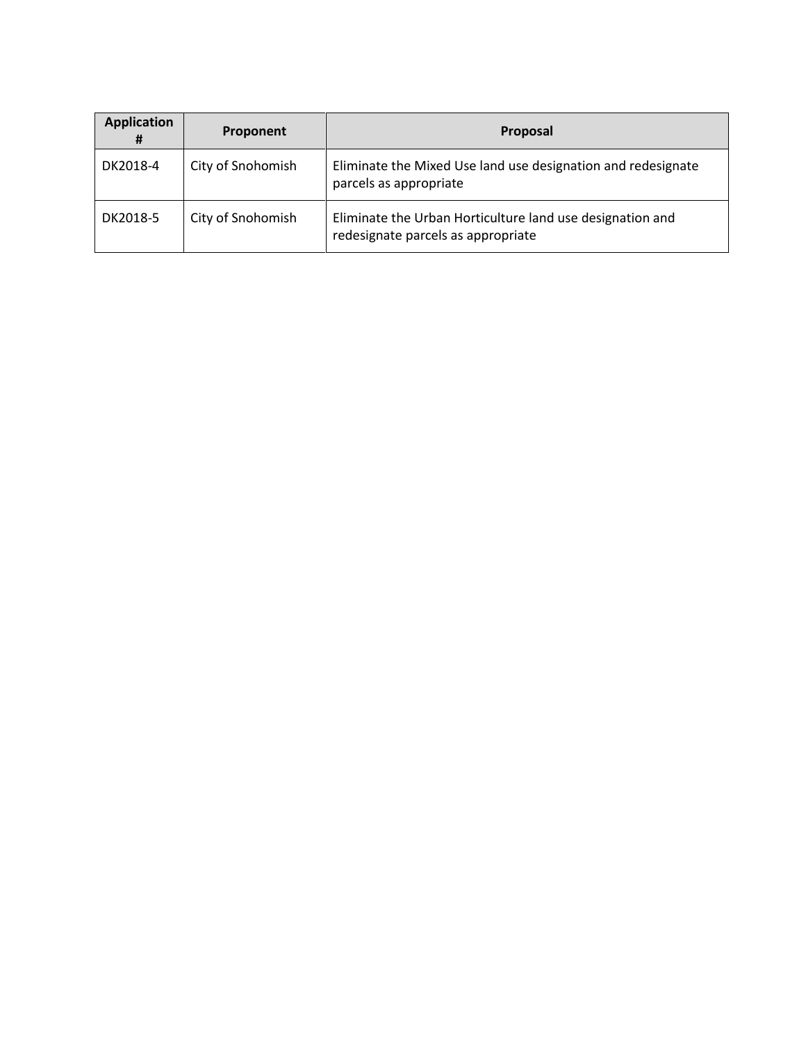| Application # | Proponent | Proposal |
| --- | --- | --- |
| DK2018-4 | City of Snohomish | Eliminate the Mixed Use land use designation and redesignate parcels as appropriate |
| DK2018-5 | City of Snohomish | Eliminate the Urban Horticulture land use designation and redesignate parcels as appropriate |